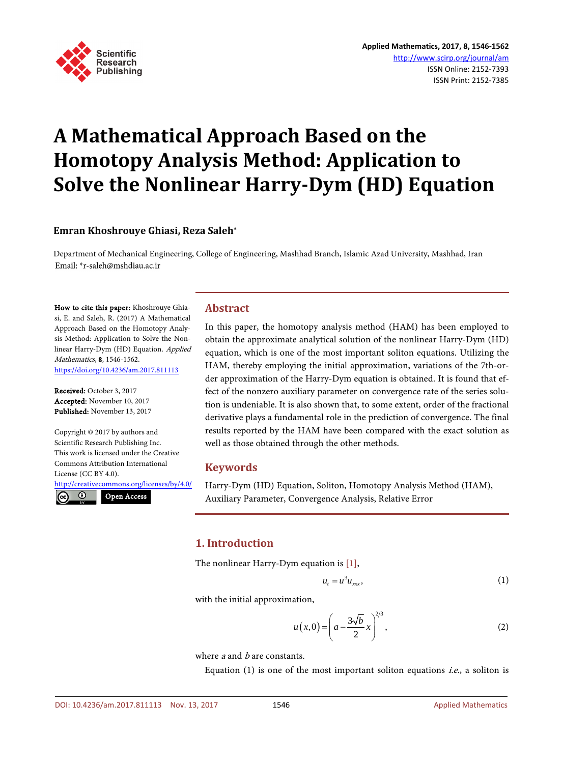# A Mathematical Approach Based on the Homotopy Analysis Method: Application to Solve the Nonlinear Harry-Dym (HD) Equation

**Emran Khoshrouye Ghiasi, Reza Saleh***

Department of Mechanical Engineering, College of Engineering, Mashhad Branch, Islamic Azad University, Mashhad, Iran
Email: *r-saleh@mshdiau.ac.ir

**How to cite this paper:** Khoshrouye Ghiasi, E. and Saleh, R. (2017) A Mathematical Approach Based on the Homotopy Analysis Method: Application to Solve the Nonlinear Harry-Dym (HD) Equation. *Applied Mathematics*, **8**, 1546-1562.
https://doi.org/10.4236/am.2017.811113

**Received:** October 3, 2017
**Accepted:** November 10, 2017
**Published:** November 13, 2017

Copyright © 2017 by authors and Scientific Research Publishing Inc.
This work is licensed under the Creative Commons Attribution International License (CC BY 4.0).
http://creativecommons.org/licenses/by/4.0/
Open Access

## Abstract

In this paper, the homotopy analysis method (HAM) has been employed to obtain the approximate analytical solution of the nonlinear Harry-Dym (HD) equation, which is one of the most important soliton equations. Utilizing the HAM, thereby employing the initial approximation, variations of the 7th-order approximation of the Harry-Dym equation is obtained. It is found that effect of the nonzero auxiliary parameter on convergence rate of the series solution is undeniable. It is also shown that, to some extent, order of the fractional derivative plays a fundamental role in the prediction of convergence. The final results reported by the HAM have been compared with the exact solution as well as those obtained through the other methods.

## Keywords

Harry-Dym (HD) Equation, Soliton, Homotopy Analysis Method (HAM), Auxiliary Parameter, Convergence Analysis, Relative Error

## 1. Introduction

The nonlinear Harry-Dym equation is [1],

$$u_t = u^3 u_{xxx}, \tag{1}$$

with the initial approximation,

$$u(x,0) = \left(a - \frac{3\sqrt{b}}{2}x\right)^{2/3}, \tag{2}$$

where $a$ and $b$ are constants.

Equation (1) is one of the most important soliton equations *i.e.*, a soliton is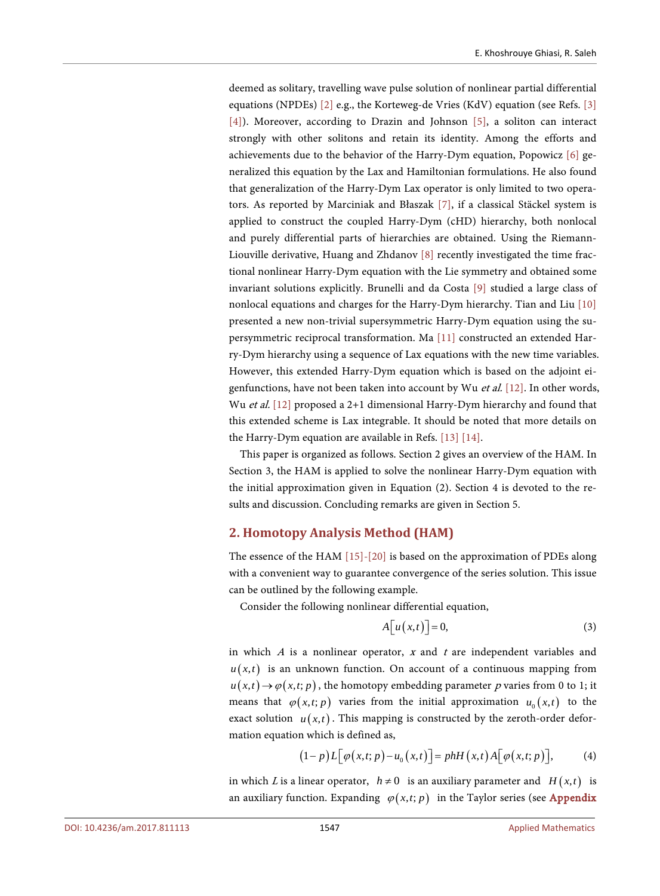deemed as solitary, travelling wave pulse solution of nonlinear partial differential equations (NPDEs) [2] e.g., the Korteweg-de Vries (KdV) equation (see Refs. [3] [4]). Moreover, according to Drazin and Johnson [5], a soliton can interact strongly with other solitons and retain its identity. Among the efforts and achievements due to the behavior of the Harry-Dym equation, Popowicz [6] generalized this equation by the Lax and Hamiltonian formulations. He also found that generalization of the Harry-Dym Lax operator is only limited to two operators. As reported by Marciniak and Błaszak [7], if a classical Stäckel system is applied to construct the coupled Harry-Dym (cHD) hierarchy, both nonlocal and purely differential parts of hierarchies are obtained. Using the Riemann-Liouville derivative, Huang and Zhdanov [8] recently investigated the time fractional nonlinear Harry-Dym equation with the Lie symmetry and obtained some invariant solutions explicitly. Brunelli and da Costa [9] studied a large class of nonlocal equations and charges for the Harry-Dym hierarchy. Tian and Liu [10] presented a new non-trivial supersymmetric Harry-Dym equation using the supersymmetric reciprocal transformation. Ma [11] constructed an extended Harry-Dym hierarchy using a sequence of Lax equations with the new time variables. However, this extended Harry-Dym equation which is based on the adjoint eigenfunctions, have not been taken into account by Wu *et al.* [12]. In other words, Wu *et al.* [12] proposed a 2+1 dimensional Harry-Dym hierarchy and found that this extended scheme is Lax integrable. It should be noted that more details on the Harry-Dym equation are available in Refs. [13] [14].

This paper is organized as follows. Section 2 gives an overview of the HAM. In Section 3, the HAM is applied to solve the nonlinear Harry-Dym equation with the initial approximation given in Equation (2). Section 4 is devoted to the results and discussion. Concluding remarks are given in Section 5.

## 2. Homotopy Analysis Method (HAM)

The essence of the HAM [15]-[20] is based on the approximation of PDEs along with a convenient way to guarantee convergence of the series solution. This issue can be outlined by the following example.

Consider the following nonlinear differential equation,

$$A\left[u(x,t)\right]=0, \tag{3}$$

in which $A$ is a nonlinear operator, $x$ and $t$ are independent variables and $u(x,t)$ is an unknown function. On account of a continuous mapping from $u(x,t)\to\varphi(x,t;p)$, the homotopy embedding parameter $p$ varies from 0 to 1; it means that $\varphi(x,t;p)$ varies from the initial approximation $u_0(x,t)$ to the exact solution $u(x,t)$. This mapping is constructed by the zeroth-order deformation equation which is defined as,

$$(1-p)L\left[\varphi(x,t;p)-u_0(x,t)\right]=phH(x,t)A\left[\varphi(x,t;p)\right], \tag{4}$$

in which $L$ is a linear operator, $h\neq 0$ is an auxiliary parameter and $H(x,t)$ is an auxiliary function. Expanding $\varphi(x,t;p)$ in the Taylor series (see **Appendix**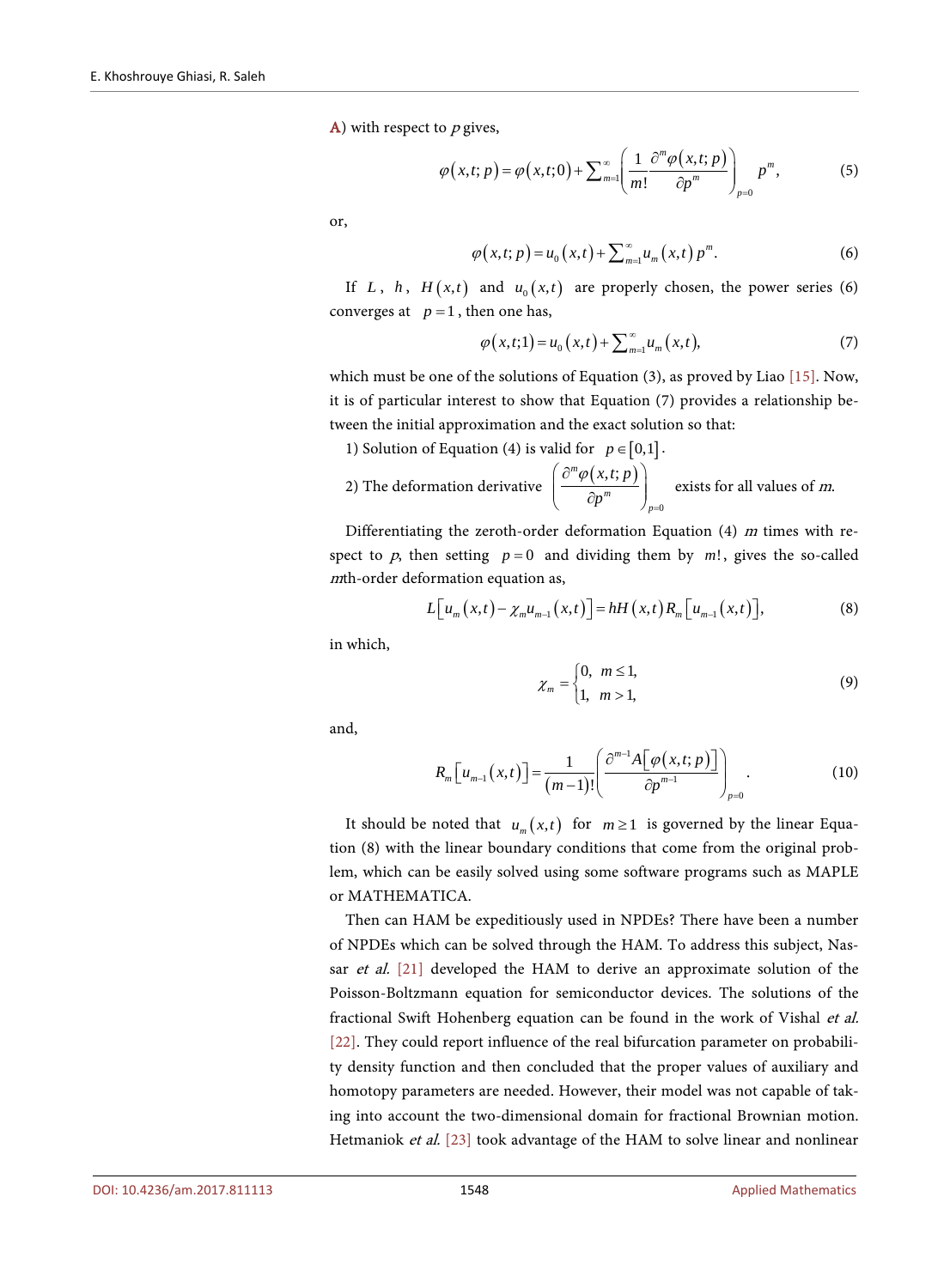A) with respect to $p$ gives,

$$\varphi(x,t;p) = \varphi(x,t;0) + \sum_{m=1}^{\infty} \left( \frac{1}{m!} \frac{\partial^m \varphi(x,t;p)}{\partial p^m} \right)_{p=0} p^m, \tag{5}$$

or,

$$\varphi(x,t;p) = u_0(x,t) + \sum_{m=1}^{\infty} u_m(x,t) p^m. \tag{6}$$

If $L$, $h$, $H(x,t)$ and $u_0(x,t)$ are properly chosen, the power series (6) converges at $p=1$, then one has,

$$\varphi(x,t;1) = u_0(x,t) + \sum_{m=1}^{\infty} u_m(x,t), \tag{7}$$

which must be one of the solutions of Equation (3), as proved by Liao [15]. Now, it is of particular interest to show that Equation (7) provides a relationship between the initial approximation and the exact solution so that:

1) Solution of Equation (4) is valid for $p \in [0,1]$.

2) The deformation derivative $\left( \frac{\partial^m \varphi(x,t;p)}{\partial p^m} \right)_{p=0}$ exists for all values of $m$.

Differentiating the zeroth-order deformation Equation (4) $m$ times with respect to $p$, then setting $p=0$ and dividing them by $m!$, gives the so-called $m$th-order deformation equation as,

$$L\left[u_m(x,t) - \chi_m u_{m-1}(x,t)\right] = hH(x,t) R_m\left[u_{m-1}(x,t)\right], \tag{8}$$

in which,

$$\chi_m = \begin{cases} 0, & m \le 1, \\ 1, & m > 1, \end{cases} \tag{9}$$

and,

$$R_m\left[u_{m-1}(x,t)\right] = \frac{1}{(m-1)!} \left( \frac{\partial^{m-1} A\left[\varphi(x,t;p)\right]}{\partial p^{m-1}} \right)_{p=0}. \tag{10}$$

It should be noted that $u_m(x,t)$ for $m \ge 1$ is governed by the linear Equation (8) with the linear boundary conditions that come from the original problem, which can be easily solved using some software programs such as MAPLE or MATHEMATICA.

Then can HAM be expeditiously used in NPDEs? There have been a number of NPDEs which can be solved through the HAM. To address this subject, Nassar *et al.* [21] developed the HAM to derive an approximate solution of the Poisson-Boltzmann equation for semiconductor devices. The solutions of the fractional Swift Hohenberg equation can be found in the work of Vishal *et al.* [22]. They could report influence of the real bifurcation parameter on probability density function and then concluded that the proper values of auxiliary and homotopy parameters are needed. However, their model was not capable of taking into account the two-dimensional domain for fractional Brownian motion. Hetmaniok *et al.* [23] took advantage of the HAM to solve linear and nonlinear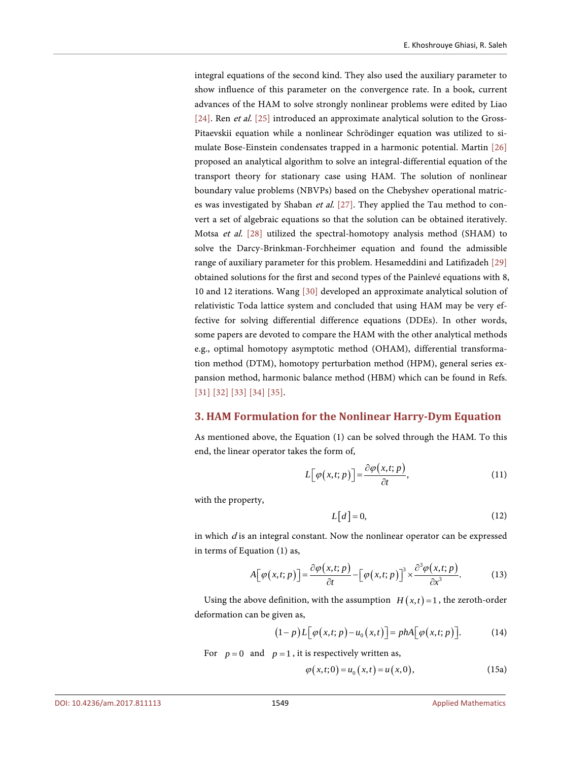integral equations of the second kind. They also used the auxiliary parameter to show influence of this parameter on the convergence rate. In a book, current advances of the HAM to solve strongly nonlinear problems were edited by Liao [24]. Ren *et al.* [25] introduced an approximate analytical solution to the Gross-Pitaevskii equation while a nonlinear Schrödinger equation was utilized to simulate Bose-Einstein condensates trapped in a harmonic potential. Martin [26] proposed an analytical algorithm to solve an integral-differential equation of the transport theory for stationary case using HAM. The solution of nonlinear boundary value problems (NBVPs) based on the Chebyshev operational matrices was investigated by Shaban *et al.* [27]. They applied the Tau method to convert a set of algebraic equations so that the solution can be obtained iteratively. Motsa *et al.* [28] utilized the spectral-homotopy analysis method (SHAM) to solve the Darcy-Brinkman-Forchheimer equation and found the admissible range of auxiliary parameter for this problem. Hesameddini and Latifizadeh [29] obtained solutions for the first and second types of the Painlevé equations with 8, 10 and 12 iterations. Wang [30] developed an approximate analytical solution of relativistic Toda lattice system and concluded that using HAM may be very effective for solving differential difference equations (DDEs). In other words, some papers are devoted to compare the HAM with the other analytical methods e.g., optimal homotopy asymptotic method (OHAM), differential transformation method (DTM), homotopy perturbation method (HPM), general series expansion method, harmonic balance method (HBM) which can be found in Refs. [31] [32] [33] [34] [35].

## 3. HAM Formulation for the Nonlinear Harry-Dym Equation

As mentioned above, the Equation (1) can be solved through the HAM. To this end, the linear operator takes the form of,

$$L\left[\varphi(x,t;p)\right]=\frac{\partial\varphi(x,t;p)}{\partial t}, \tag{11}$$

with the property,

$$L[d]=0, \tag{12}$$

in which $d$ is an integral constant. Now the nonlinear operator can be expressed in terms of Equation (1) as,

$$A\left[\varphi(x,t;p)\right]=\frac{\partial\varphi(x,t;p)}{\partial t}-\left[\varphi(x,t;p)\right]^3\times\frac{\partial^3\varphi(x,t;p)}{\partial x^3}. \tag{13}$$

Using the above definition, with the assumption $H(x,t)=1$, the zeroth-order deformation can be given as,

$$(1-p)L\left[\varphi(x,t;p)-u_0(x,t)\right]=phA\left[\varphi(x,t;p)\right]. \tag{14}$$

For $p=0$ and $p=1$, it is respectively written as,

$$\varphi(x,t;0)=u_0(x,t)=u(x,0), \tag{15a}$$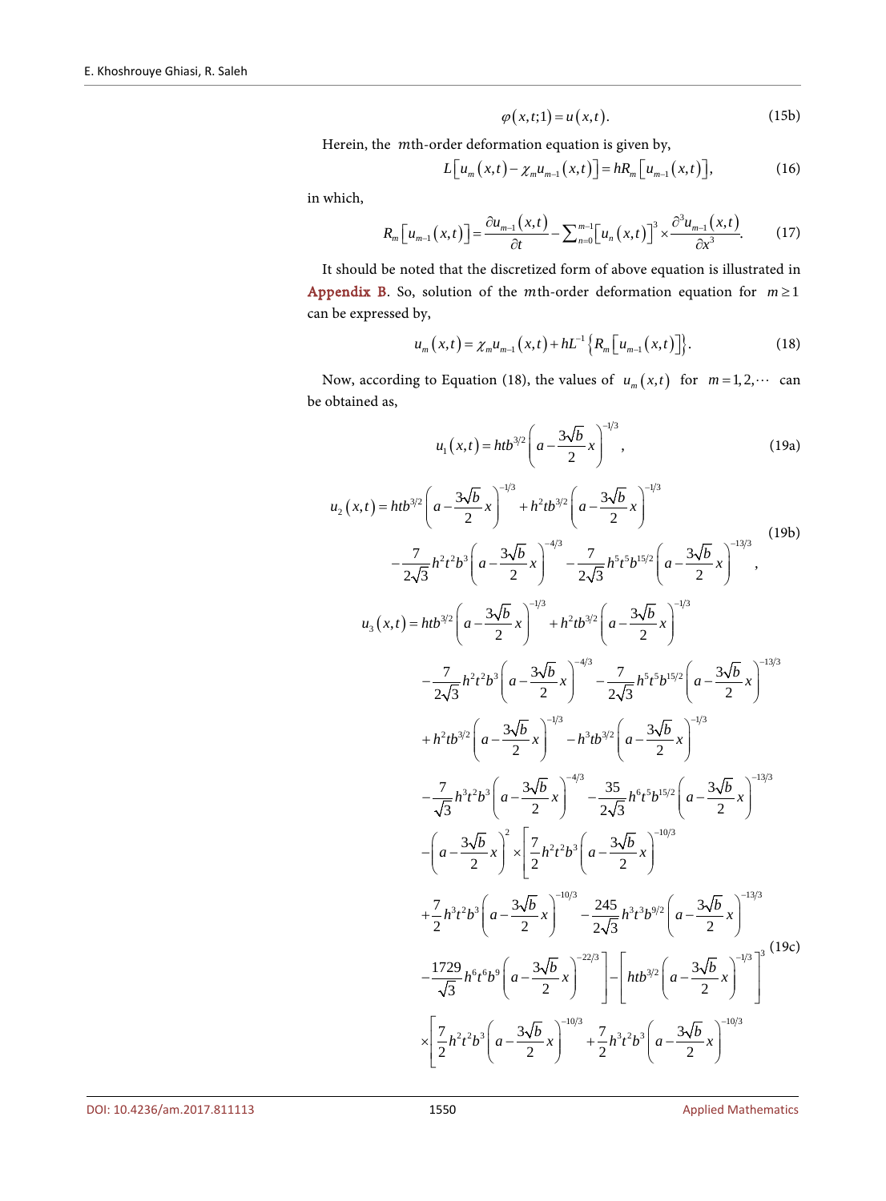$$\varphi(x,t;1) = u(x,t). \tag{15b}$$

Herein, the $m$th-order deformation equation is given by,

$$L\left[u_m(x,t) - \chi_m u_{m-1}(x,t)\right] = hR_m\left[u_{m-1}(x,t)\right], \tag{16}$$

in which,

$$R_m\left[u_{m-1}(x,t)\right] = \frac{\partial u_{m-1}(x,t)}{\partial t} - \sum_{n=0}^{m-1}\left[u_n(x,t)\right]^3 \times \frac{\partial^3 u_{m-1}(x,t)}{\partial x^3}. \tag{17}$$

It should be noted that the discretized form of above equation is illustrated in Appendix B. So, solution of the $m$th-order deformation equation for $m \geq 1$ can be expressed by,

$$u_m(x,t) = \chi_m u_{m-1}(x,t) + hL^{-1}\left\{R_m\left[u_{m-1}(x,t)\right]\right\}. \tag{18}$$

Now, according to Equation (18), the values of $u_m(x,t)$ for $m = 1,2,\cdots$ can be obtained as,

$$u_1(x,t) = htb^{3/2}\left(a - \frac{3\sqrt{b}}{2}x\right)^{-1/3}, \tag{19a}$$

$$\begin{aligned} u_2(x,t) = {} & htb^{3/2}\left(a - \frac{3\sqrt{b}}{2}x\right)^{-1/3} + h^2 tb^{3/2}\left(a - \frac{3\sqrt{b}}{2}x\right)^{-1/3} \\ & - \frac{7}{2\sqrt{3}}h^2t^2b^3\left(a - \frac{3\sqrt{b}}{2}x\right)^{-4/3} - \frac{7}{2\sqrt{3}}h^5t^5b^{15/2}\left(a - \frac{3\sqrt{b}}{2}x\right)^{-13/3}, \end{aligned} \tag{19b}$$

$$\begin{aligned} u_3(x,t) = {} & htb^{3/2}\left(a - \frac{3\sqrt{b}}{2}x\right)^{-1/3} + h^2tb^{3/2}\left(a - \frac{3\sqrt{b}}{2}x\right)^{-1/3} \\ & - \frac{7}{2\sqrt{3}}h^2t^2b^3\left(a - \frac{3\sqrt{b}}{2}x\right)^{-4/3} - \frac{7}{2\sqrt{3}}h^5t^5b^{15/2}\left(a - \frac{3\sqrt{b}}{2}x\right)^{-13/3} \\ & + h^2tb^{3/2}\left(a - \frac{3\sqrt{b}}{2}x\right)^{-1/3} - h^3tb^{3/2}\left(a - \frac{3\sqrt{b}}{2}x\right)^{-1/3} \\ & - \frac{7}{\sqrt{3}}h^3t^2b^3\left(a - \frac{3\sqrt{b}}{2}x\right)^{-4/3} - \frac{35}{2\sqrt{3}}h^6t^5b^{15/2}\left(a - \frac{3\sqrt{b}}{2}x\right)^{-13/3} \\ & - \left(a - \frac{3\sqrt{b}}{2}x\right)^2 \times \left[\frac{7}{2}h^2t^2b^3\left(a - \frac{3\sqrt{b}}{2}x\right)^{-10/3}\right. \\ & + \frac{7}{2}h^3t^2b^3\left(a - \frac{3\sqrt{b}}{2}x\right)^{-10/3} - \frac{245}{2\sqrt{3}}h^3t^3b^{9/2}\left(a - \frac{3\sqrt{b}}{2}x\right)^{-13/3} \\ & \left. - \frac{1729}{\sqrt{3}}h^6t^6b^9\left(a - \frac{3\sqrt{b}}{2}x\right)^{-22/3}\right] - \left[htb^{3/2}\left(a - \frac{3\sqrt{b}}{2}x\right)^{-1/3}\right]^3 \\ & \times\left[\frac{7}{2}h^2t^2b^3\left(a - \frac{3\sqrt{b}}{2}x\right)^{-10/3} + \frac{7}{2}h^3t^2b^3\left(a - \frac{3\sqrt{b}}{2}x\right)^{-10/3}\right. \end{aligned} \tag{19c}$$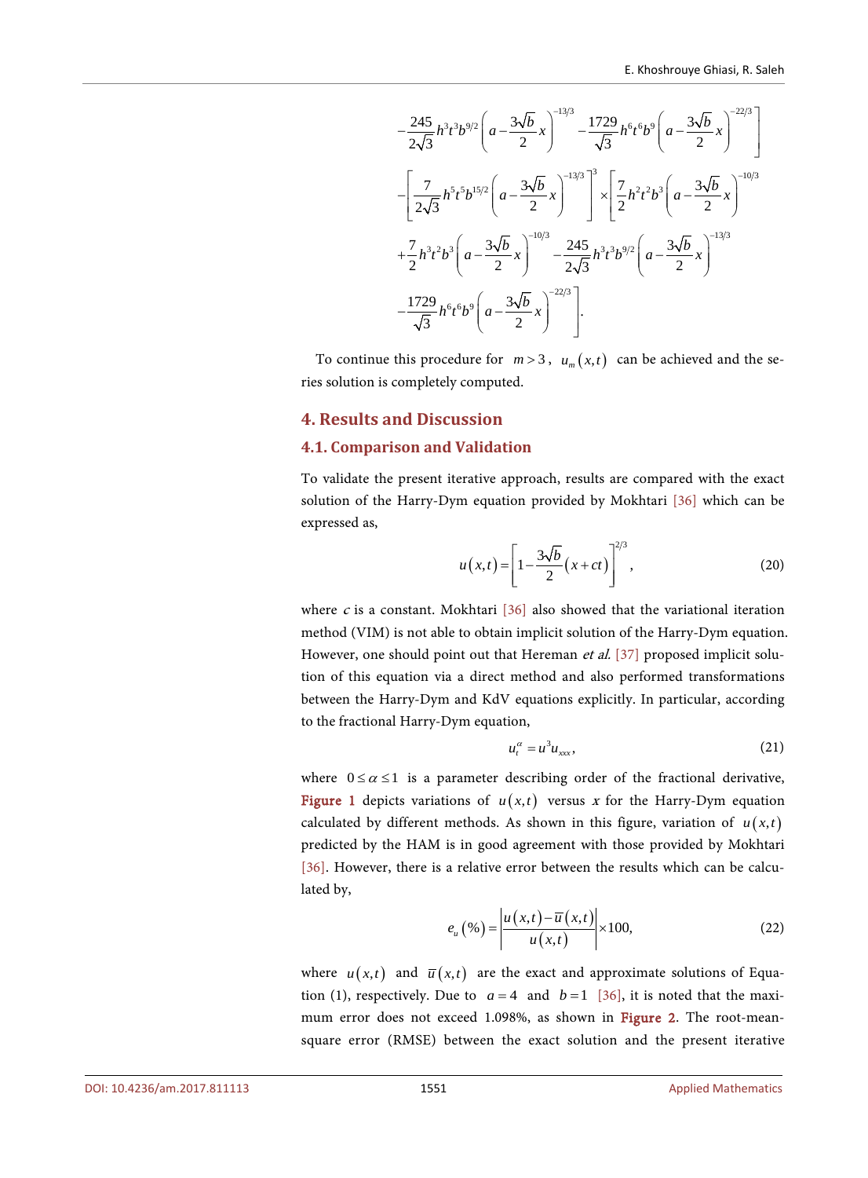$$
-\frac{245}{2\sqrt{3}}h^3t^3b^{9/2}\left(a-\frac{3\sqrt{b}}{2}x\right)^{-13/3}-\frac{1729}{\sqrt{3}}h^6t^6b^9\left(a-\frac{3\sqrt{b}}{2}x\right)^{-22/3}\Bigg]
$$

$$
-\left[\frac{7}{2\sqrt{3}}h^5t^5b^{15/2}\left(a-\frac{3\sqrt{b}}{2}x\right)^{-13/3}\right]^3\times\left[\frac{7}{2}h^2t^2b^3\left(a-\frac{3\sqrt{b}}{2}x\right)^{-10/3}\right.
$$

$$
+\frac{7}{2}h^3t^2b^3\left(a-\frac{3\sqrt{b}}{2}x\right)^{-10/3}-\frac{245}{2\sqrt{3}}h^3t^3b^{9/2}\left(a-\frac{3\sqrt{b}}{2}x\right)^{-13/3}
$$

$$
\left.-\frac{1729}{\sqrt{3}}h^6t^6b^9\left(a-\frac{3\sqrt{b}}{2}x\right)^{-22/3}\right].
$$

To continue this procedure for $m>3$, $u_m(x,t)$ can be achieved and the series solution is completely computed.

## 4. Results and Discussion

### 4.1. Comparison and Validation

To validate the present iterative approach, results are compared with the exact solution of the Harry-Dym equation provided by Mokhtari [36] which can be expressed as,

$$
u(x,t)=\left[1-\frac{3\sqrt{b}}{2}(x+ct)\right]^{2/3}, \tag{20}
$$

where $c$ is a constant. Mokhtari [36] also showed that the variational iteration method (VIM) is not able to obtain implicit solution of the Harry-Dym equation. However, one should point out that Hereman *et al.* [37] proposed implicit solution of this equation via a direct method and also performed transformations between the Harry-Dym and KdV equations explicitly. In particular, according to the fractional Harry-Dym equation,

$$
u_t^{\alpha}=u^3u_{xxx}, \tag{21}
$$

where $0\le\alpha\le1$ is a parameter describing order of the fractional derivative, **Figure 1** depicts variations of $u(x,t)$ versus $x$ for the Harry-Dym equation calculated by different methods. As shown in this figure, variation of $u(x,t)$ predicted by the HAM is in good agreement with those provided by Mokhtari [36]. However, there is a relative error between the results which can be calculated by,

$$
e_u(\%)=\left|\frac{u(x,t)-\bar{u}(x,t)}{u(x,t)}\right|\times100, \tag{22}
$$

where $u(x,t)$ and $\bar{u}(x,t)$ are the exact and approximate solutions of Equation (1), respectively. Due to $a=4$ and $b=1$ [36], it is noted that the maximum error does not exceed 1.098%, as shown in **Figure 2**. The root-mean-square error (RMSE) between the exact solution and the present iterative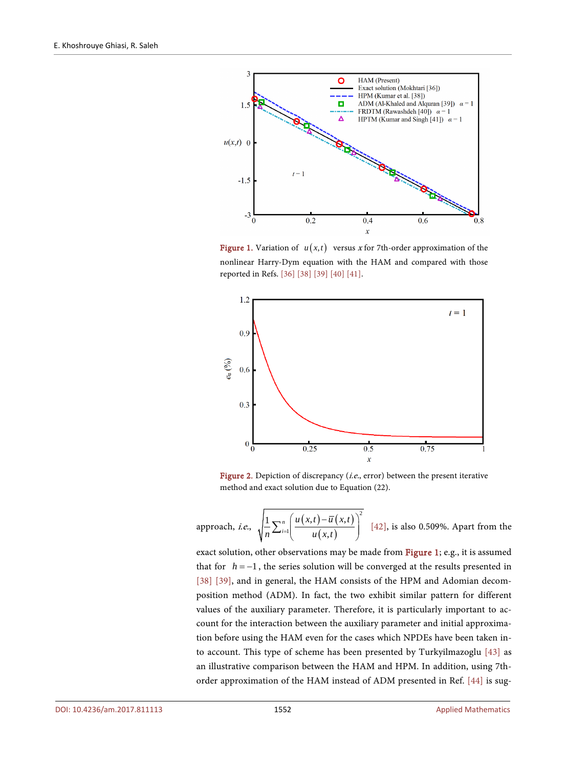Figure 1. Variation of $u(x,t)$ versus $x$ for 7th-order approximation of the nonlinear Harry-Dym equation with the HAM and compared with those reported in Refs. [36] [38] [39] [40] [41].

Figure 2. Depiction of discrepancy (*i.e.*, error) between the present iterative method and exact solution due to Equation (22).

approach, *i.e.*, $\sqrt{\frac{1}{n}\sum_{i=1}^{n}\left(\frac{u(x,t)-\bar{u}(x,t)}{u(x,t)}\right)^2}$ [42], is also 0.509%. Apart from the exact solution, other observations may be made from Figure 1; e.g., it is assumed that for $h=-1$, the series solution will be converged at the results presented in [38] [39], and in general, the HAM consists of the HPM and Adomian decomposition method (ADM). In fact, the two exhibit similar pattern for different values of the auxiliary parameter. Therefore, it is particularly important to account for the interaction between the auxiliary parameter and initial approximation before using the HAM even for the cases which NPDEs have been taken into account. This type of scheme has been presented by Turkyilmazoglu [43] as an illustrative comparison between the HAM and HPM. In addition, using 7th-order approximation of the HAM instead of ADM presented in Ref. [44] is sug-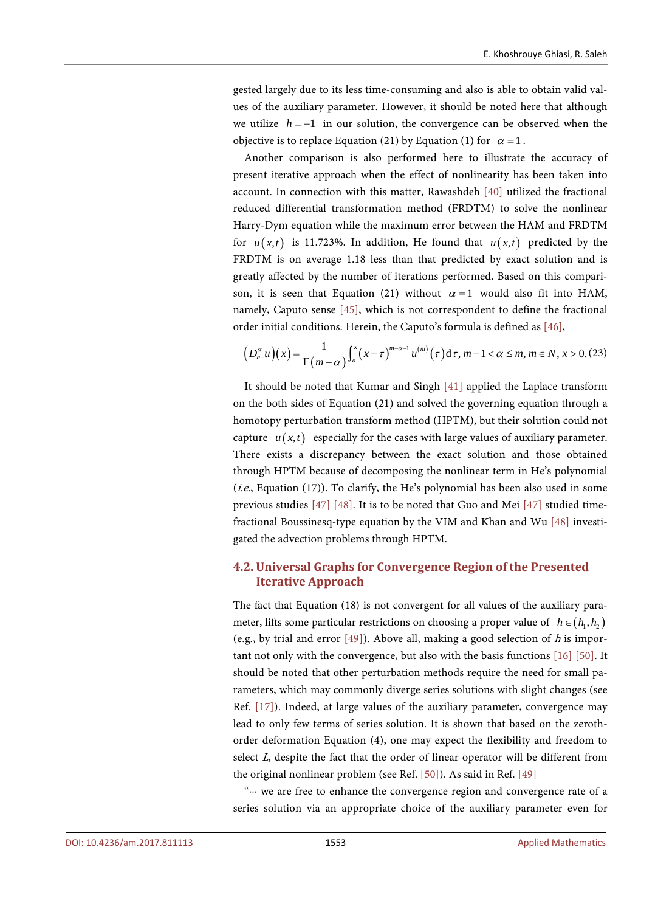gested largely due to its less time-consuming and also is able to obtain valid values of the auxiliary parameter. However, it should be noted here that although we utilize $h = -1$ in our solution, the convergence can be observed when the objective is to replace Equation (21) by Equation (1) for $\alpha = 1$.

Another comparison is also performed here to illustrate the accuracy of present iterative approach when the effect of nonlinearity has been taken into account. In connection with this matter, Rawashdeh [40] utilized the fractional reduced differential transformation method (FRDTM) to solve the nonlinear Harry-Dym equation while the maximum error between the HAM and FRDTM for $u(x,t)$ is 11.723%. In addition, He found that $u(x,t)$ predicted by the FRDTM is on average 1.18 less than that predicted by exact solution and is greatly affected by the number of iterations performed. Based on this comparison, it is seen that Equation (21) without $\alpha = 1$ would also fit into HAM, namely, Caputo sense [45], which is not correspondent to define the fractional order initial conditions. Herein, the Caputo's formula is defined as [46],

$$\left(D_{a+}^{\alpha}u\right)(x) = \frac{1}{\Gamma(m-\alpha)}\int_{a}^{x}(x-\tau)^{m-\alpha-1}u^{(m)}(\tau)\,\mathrm{d}\tau,\; m-1<\alpha\le m,\; m\in N,\; x>0. \quad (23)$$

It should be noted that Kumar and Singh [41] applied the Laplace transform on the both sides of Equation (21) and solved the governing equation through a homotopy perturbation transform method (HPTM), but their solution could not capture $u(x,t)$ especially for the cases with large values of auxiliary parameter. There exists a discrepancy between the exact solution and those obtained through HPTM because of decomposing the nonlinear term in He's polynomial (*i.e.*, Equation (17)). To clarify, the He's polynomial has been also used in some previous studies [47] [48]. It is to be noted that Guo and Mei [47] studied time-fractional Boussinesq-type equation by the VIM and Khan and Wu [48] investigated the advection problems through HPTM.

### 4.2. Universal Graphs for Convergence Region of the Presented Iterative Approach

The fact that Equation (18) is not convergent for all values of the auxiliary parameter, lifts some particular restrictions on choosing a proper value of $h \in (h_1, h_2)$ (e.g., by trial and error [49]). Above all, making a good selection of $h$ is important not only with the convergence, but also with the basis functions [16] [50]. It should be noted that other perturbation methods require the need for small parameters, which may commonly diverge series solutions with slight changes (see Ref. [17]). Indeed, at large values of the auxiliary parameter, convergence may lead to only few terms of series solution. It is shown that based on the zeroth-order deformation Equation (4), one may expect the flexibility and freedom to select $L$, despite the fact that the order of linear operator will be different from the original nonlinear problem (see Ref. [50]). As said in Ref. [49]

"⋯ we are free to enhance the convergence region and convergence rate of a series solution via an appropriate choice of the auxiliary parameter even for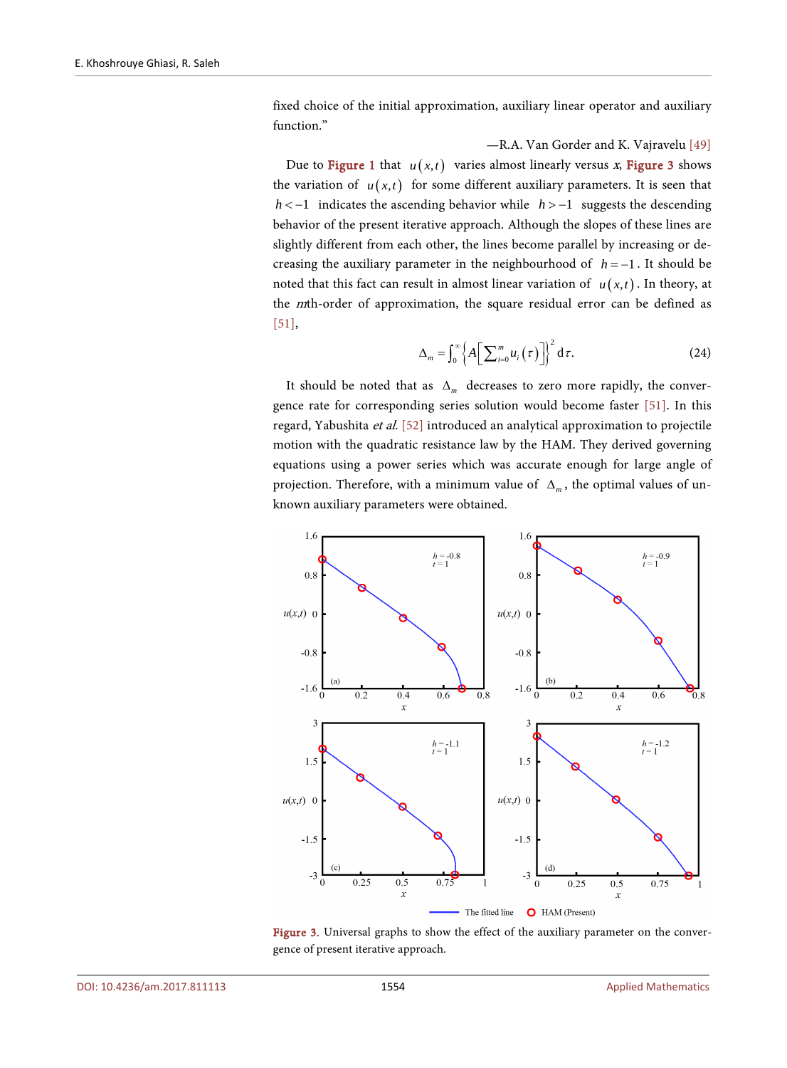fixed choice of the initial approximation, auxiliary linear operator and auxiliary function."

—R.A. Van Gorder and K. Vajravelu [49]

Due to Figure 1 that $u(x,t)$ varies almost linearly versus $x$, Figure 3 shows the variation of $u(x,t)$ for some different auxiliary parameters. It is seen that $h < -1$ indicates the ascending behavior while $h > -1$ suggests the descending behavior of the present iterative approach. Although the slopes of these lines are slightly different from each other, the lines become parallel by increasing or decreasing the auxiliary parameter in the neighbourhood of $h = -1$. It should be noted that this fact can result in almost linear variation of $u(x,t)$. In theory, at the $m$th-order of approximation, the square residual error can be defined as [51],

$$\Delta_m = \int_0^{\infty} \left\{ A\left[ \sum_{i=0}^{m} u_i(\tau) \right] \right\}^2 \mathrm{d}\tau. \tag{24}$$

It should be noted that as $\Delta_m$ decreases to zero more rapidly, the convergence rate for corresponding series solution would become faster [51]. In this regard, Yabushita *et al.* [52] introduced an analytical approximation to projectile motion with the quadratic resistance law by the HAM. They derived governing equations using a power series which was accurate enough for large angle of projection. Therefore, with a minimum value of $\Delta_m$, the optimal values of unknown auxiliary parameters were obtained.

Figure 3. Universal graphs to show the effect of the auxiliary parameter on the convergence of present iterative approach.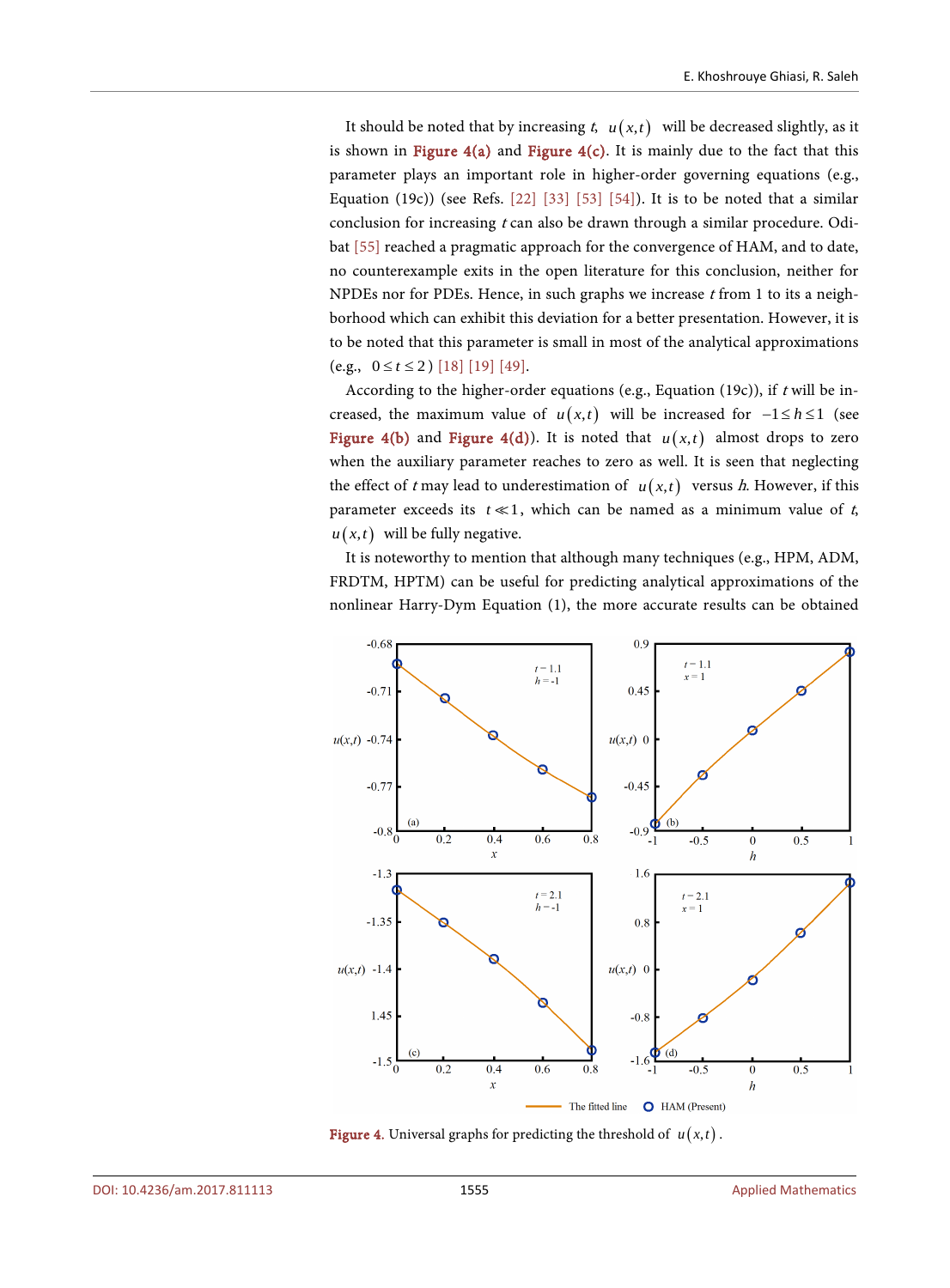It should be noted that by increasing $t$, $u(x,t)$ will be decreased slightly, as it is shown in **Figure 4(a)** and **Figure 4(c)**. It is mainly due to the fact that this parameter plays an important role in higher-order governing equations (e.g., Equation (19c)) (see Refs. [22] [33] [53] [54]). It is to be noted that a similar conclusion for increasing $t$ can also be drawn through a similar procedure. Odibat [55] reached a pragmatic approach for the convergence of HAM, and to date, no counterexample exits in the open literature for this conclusion, neither for NPDEs nor for PDEs. Hence, in such graphs we increase $t$ from 1 to its a neighborhood which can exhibit this deviation for a better presentation. However, it is to be noted that this parameter is small in most of the analytical approximations (e.g., $0 \le t \le 2$) [18] [19] [49].

According to the higher-order equations (e.g., Equation (19c)), if $t$ will be increased, the maximum value of $u(x,t)$ will be increased for $-1 \le h \le 1$ (see **Figure 4(b)** and **Figure 4(d)**). It is noted that $u(x,t)$ almost drops to zero when the auxiliary parameter reaches to zero as well. It is seen that neglecting the effect of $t$ may lead to underestimation of $u(x,t)$ versus $h$. However, if this parameter exceeds its $t \ll 1$, which can be named as a minimum value of $t$, $u(x,t)$ will be fully negative.

It is noteworthy to mention that although many techniques (e.g., HPM, ADM, FRDTM, HPTM) can be useful for predicting analytical approximations of the nonlinear Harry-Dym Equation (1), the more accurate results can be obtained

**Figure 4.** Universal graphs for predicting the threshold of $u(x,t)$.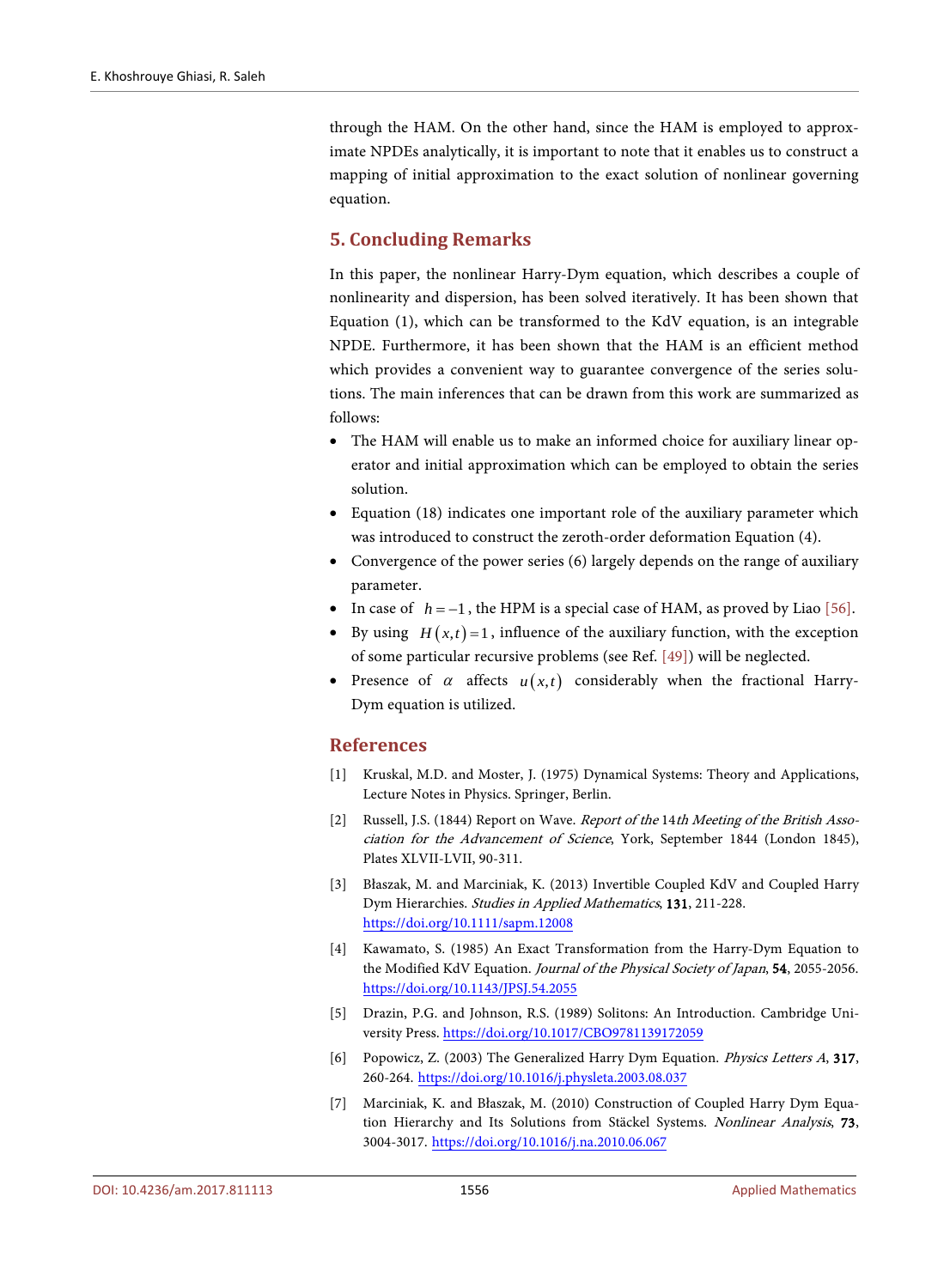through the HAM. On the other hand, since the HAM is employed to approximate NPDEs analytically, it is important to note that it enables us to construct a mapping of initial approximation to the exact solution of nonlinear governing equation.

## 5. Concluding Remarks

In this paper, the nonlinear Harry-Dym equation, which describes a couple of nonlinearity and dispersion, has been solved iteratively. It has been shown that Equation (1), which can be transformed to the KdV equation, is an integrable NPDE. Furthermore, it has been shown that the HAM is an efficient method which provides a convenient way to guarantee convergence of the series solutions. The main inferences that can be drawn from this work are summarized as follows:

- The HAM will enable us to make an informed choice for auxiliary linear operator and initial approximation which can be employed to obtain the series solution.
- Equation (18) indicates one important role of the auxiliary parameter which was introduced to construct the zeroth-order deformation Equation (4).
- Convergence of the power series (6) largely depends on the range of auxiliary parameter.
- In case of $h = -1$, the HPM is a special case of HAM, as proved by Liao [56].
- By using $H(x,t) = 1$, influence of the auxiliary function, with the exception of some particular recursive problems (see Ref. [49]) will be neglected.
- Presence of $\alpha$ affects $u(x,t)$ considerably when the fractional Harry-Dym equation is utilized.

## References

[1] Kruskal, M.D. and Moster, J. (1975) Dynamical Systems: Theory and Applications, Lecture Notes in Physics. Springer, Berlin.

[2] Russell, J.S. (1844) Report on Wave. *Report of the* 14*th Meeting of the British Association for the Advancement of Science*, York, September 1844 (London 1845), Plates XLVII-LVII, 90-311.

[3] Błaszak, M. and Marciniak, K. (2013) Invertible Coupled KdV and Coupled Harry Dym Hierarchies. *Studies in Applied Mathematics*, **131**, 211-228. https://doi.org/10.1111/sapm.12008

[4] Kawamato, S. (1985) An Exact Transformation from the Harry-Dym Equation to the Modified KdV Equation. *Journal of the Physical Society of Japan*, **54**, 2055-2056. https://doi.org/10.1143/JPSJ.54.2055

[5] Drazin, P.G. and Johnson, R.S. (1989) Solitons: An Introduction. Cambridge University Press. https://doi.org/10.1017/CBO9781139172059

[6] Popowicz, Z. (2003) The Generalized Harry Dym Equation. *Physics Letters A*, **317**, 260-264. https://doi.org/10.1016/j.physleta.2003.08.037

[7] Marciniak, K. and Błaszak, M. (2010) Construction of Coupled Harry Dym Equation Hierarchy and Its Solutions from Stäckel Systems. *Nonlinear Analysis*, **73**, 3004-3017. https://doi.org/10.1016/j.na.2010.06.067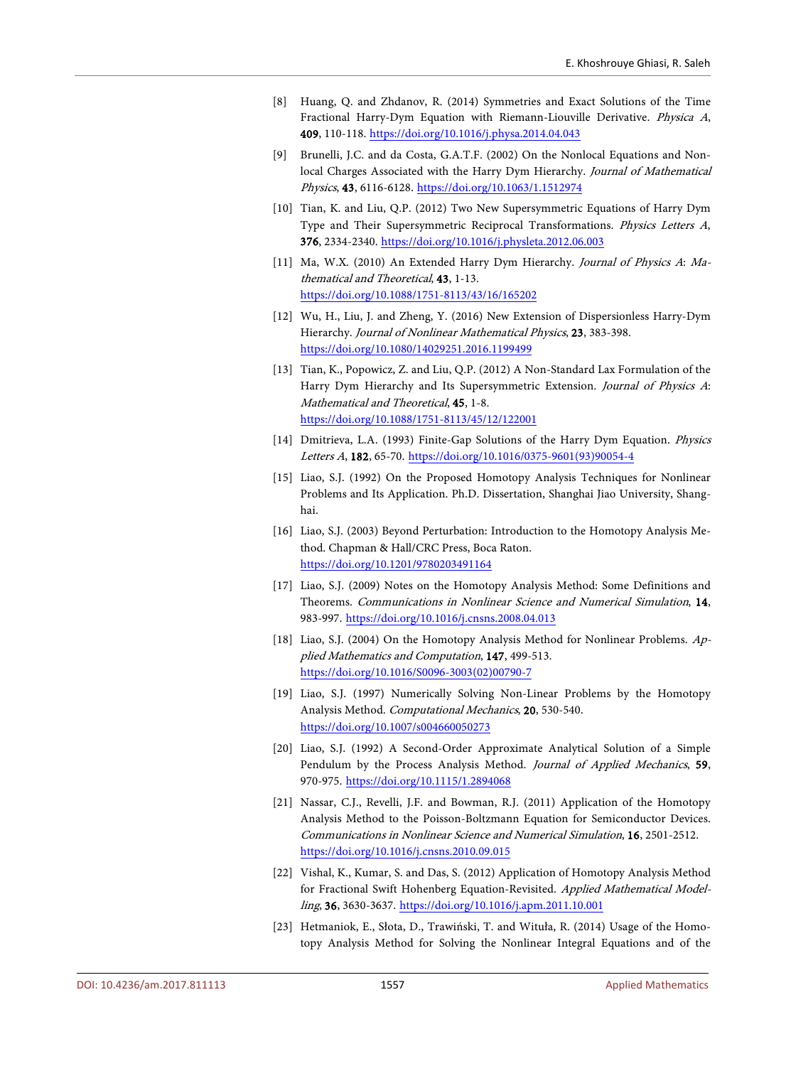[8] Huang, Q. and Zhdanov, R. (2014) Symmetries and Exact Solutions of the Time Fractional Harry-Dym Equation with Riemann-Liouville Derivative. *Physica A*, **409**, 110-118. https://doi.org/10.1016/j.physa.2014.04.043

[9] Brunelli, J.C. and da Costa, G.A.T.F. (2002) On the Nonlocal Equations and Nonlocal Charges Associated with the Harry Dym Hierarchy. *Journal of Mathematical Physics*, **43**, 6116-6128. https://doi.org/10.1063/1.1512974

[10] Tian, K. and Liu, Q.P. (2012) Two New Supersymmetric Equations of Harry Dym Type and Their Supersymmetric Reciprocal Transformations. *Physics Letters A*, **376**, 2334-2340. https://doi.org/10.1016/j.physleta.2012.06.003

[11] Ma, W.X. (2010) An Extended Harry Dym Hierarchy. *Journal of Physics A: Mathematical and Theoretical*, **43**, 1-13. https://doi.org/10.1088/1751-8113/43/16/165202

[12] Wu, H., Liu, J. and Zheng, Y. (2016) New Extension of Dispersionless Harry-Dym Hierarchy. *Journal of Nonlinear Mathematical Physics*, **23**, 383-398. https://doi.org/10.1080/14029251.2016.1199499

[13] Tian, K., Popowicz, Z. and Liu, Q.P. (2012) A Non-Standard Lax Formulation of the Harry Dym Hierarchy and Its Supersymmetric Extension. *Journal of Physics A: Mathematical and Theoretical*, **45**, 1-8. https://doi.org/10.1088/1751-8113/45/12/122001

[14] Dmitrieva, L.A. (1993) Finite-Gap Solutions of the Harry Dym Equation. *Physics Letters A*, **182**, 65-70. https://doi.org/10.1016/0375-9601(93)90054-4

[15] Liao, S.J. (1992) On the Proposed Homotopy Analysis Techniques for Nonlinear Problems and Its Application. Ph.D. Dissertation, Shanghai Jiao University, Shanghai.

[16] Liao, S.J. (2003) Beyond Perturbation: Introduction to the Homotopy Analysis Method. Chapman & Hall/CRC Press, Boca Raton. https://doi.org/10.1201/9780203491164

[17] Liao, S.J. (2009) Notes on the Homotopy Analysis Method: Some Definitions and Theorems. *Communications in Nonlinear Science and Numerical Simulation*, **14**, 983-997. https://doi.org/10.1016/j.cnsns.2008.04.013

[18] Liao, S.J. (2004) On the Homotopy Analysis Method for Nonlinear Problems. *Applied Mathematics and Computation*, **147**, 499-513. https://doi.org/10.1016/S0096-3003(02)00790-7

[19] Liao, S.J. (1997) Numerically Solving Non-Linear Problems by the Homotopy Analysis Method. *Computational Mechanics*, **20**, 530-540. https://doi.org/10.1007/s004660050273

[20] Liao, S.J. (1992) A Second-Order Approximate Analytical Solution of a Simple Pendulum by the Process Analysis Method. *Journal of Applied Mechanics*, **59**, 970-975. https://doi.org/10.1115/1.2894068

[21] Nassar, C.J., Revelli, J.F. and Bowman, R.J. (2011) Application of the Homotopy Analysis Method to the Poisson-Boltzmann Equation for Semiconductor Devices. *Communications in Nonlinear Science and Numerical Simulation*, **16**, 2501-2512. https://doi.org/10.1016/j.cnsns.2010.09.015

[22] Vishal, K., Kumar, S. and Das, S. (2012) Application of Homotopy Analysis Method for Fractional Swift Hohenberg Equation-Revisited. *Applied Mathematical Modelling*, **36**, 3630-3637. https://doi.org/10.1016/j.apm.2011.10.001

[23] Hetmaniok, E., Słota, D., Trawiński, T. and Wituła, R. (2014) Usage of the Homotopy Analysis Method for Solving the Nonlinear Integral Equations and of the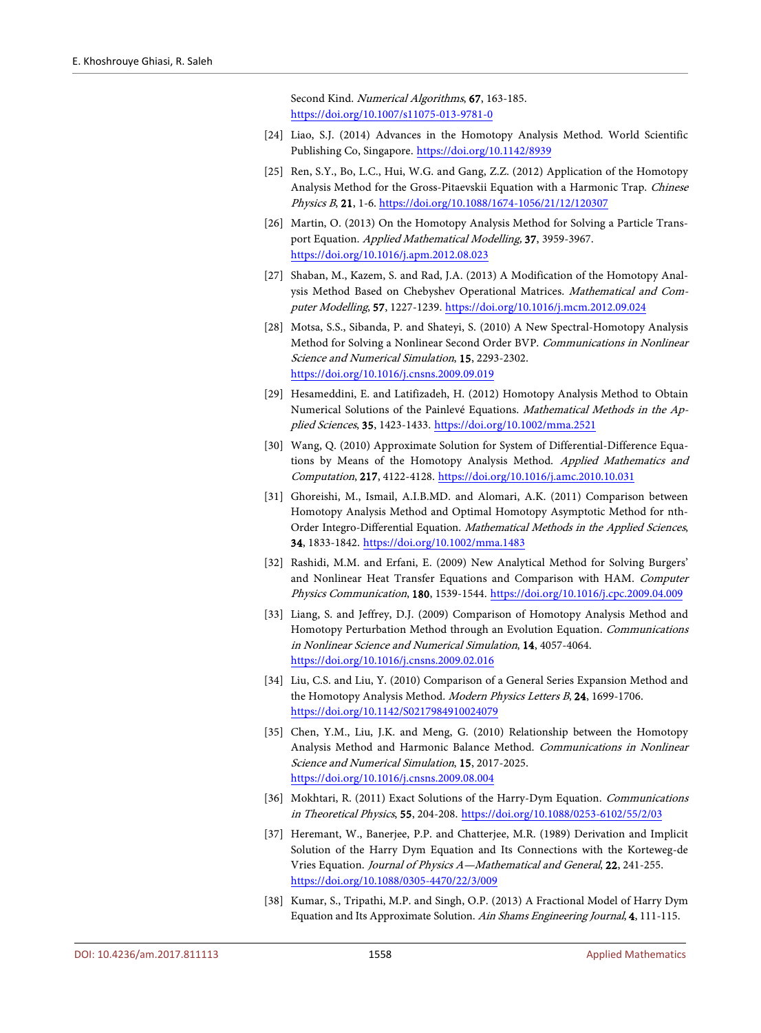Second Kind. *Numerical Algorithms*, **67**, 163-185. https://doi.org/10.1007/s11075-013-9781-0

[24] Liao, S.J. (2014) Advances in the Homotopy Analysis Method. World Scientific Publishing Co, Singapore. https://doi.org/10.1142/8939

[25] Ren, S.Y., Bo, L.C., Hui, W.G. and Gang, Z.Z. (2012) Application of the Homotopy Analysis Method for the Gross-Pitaevskii Equation with a Harmonic Trap. *Chinese Physics B*, **21**, 1-6. https://doi.org/10.1088/1674-1056/21/12/120307

[26] Martin, O. (2013) On the Homotopy Analysis Method for Solving a Particle Transport Equation. *Applied Mathematical Modelling*, **37**, 3959-3967. https://doi.org/10.1016/j.apm.2012.08.023

[27] Shaban, M., Kazem, S. and Rad, J.A. (2013) A Modification of the Homotopy Analysis Method Based on Chebyshev Operational Matrices. *Mathematical and Computer Modelling*, **57**, 1227-1239. https://doi.org/10.1016/j.mcm.2012.09.024

[28] Motsa, S.S., Sibanda, P. and Shateyi, S. (2010) A New Spectral-Homotopy Analysis Method for Solving a Nonlinear Second Order BVP. *Communications in Nonlinear Science and Numerical Simulation*, **15**, 2293-2302. https://doi.org/10.1016/j.cnsns.2009.09.019

[29] Hesameddini, E. and Latifizadeh, H. (2012) Homotopy Analysis Method to Obtain Numerical Solutions of the Painlevé Equations. *Mathematical Methods in the Applied Sciences*, **35**, 1423-1433. https://doi.org/10.1002/mma.2521

[30] Wang, Q. (2010) Approximate Solution for System of Differential-Difference Equations by Means of the Homotopy Analysis Method. *Applied Mathematics and Computation*, **217**, 4122-4128. https://doi.org/10.1016/j.amc.2010.10.031

[31] Ghoreishi, M., Ismail, A.I.B.MD. and Alomari, A.K. (2011) Comparison between Homotopy Analysis Method and Optimal Homotopy Asymptotic Method for nth-Order Integro-Differential Equation. *Mathematical Methods in the Applied Sciences*, **34**, 1833-1842. https://doi.org/10.1002/mma.1483

[32] Rashidi, M.M. and Erfani, E. (2009) New Analytical Method for Solving Burgers' and Nonlinear Heat Transfer Equations and Comparison with HAM. *Computer Physics Communication*, **180**, 1539-1544. https://doi.org/10.1016/j.cpc.2009.04.009

[33] Liang, S. and Jeffrey, D.J. (2009) Comparison of Homotopy Analysis Method and Homotopy Perturbation Method through an Evolution Equation. *Communications in Nonlinear Science and Numerical Simulation*, **14**, 4057-4064. https://doi.org/10.1016/j.cnsns.2009.02.016

[34] Liu, C.S. and Liu, Y. (2010) Comparison of a General Series Expansion Method and the Homotopy Analysis Method. *Modern Physics Letters B*, **24**, 1699-1706. https://doi.org/10.1142/S0217984910024079

[35] Chen, Y.M., Liu, J.K. and Meng, G. (2010) Relationship between the Homotopy Analysis Method and Harmonic Balance Method. *Communications in Nonlinear Science and Numerical Simulation*, **15**, 2017-2025. https://doi.org/10.1016/j.cnsns.2009.08.004

[36] Mokhtari, R. (2011) Exact Solutions of the Harry-Dym Equation. *Communications in Theoretical Physics*, **55**, 204-208. https://doi.org/10.1088/0253-6102/55/2/03

[37] Heremant, W., Banerjee, P.P. and Chatterjee, M.R. (1989) Derivation and Implicit Solution of the Harry Dym Equation and Its Connections with the Korteweg-de Vries Equation. *Journal of Physics A—Mathematical and General*, **22**, 241-255. https://doi.org/10.1088/0305-4470/22/3/009

[38] Kumar, S., Tripathi, M.P. and Singh, O.P. (2013) A Fractional Model of Harry Dym Equation and Its Approximate Solution. *Ain Shams Engineering Journal*, **4**, 111-115.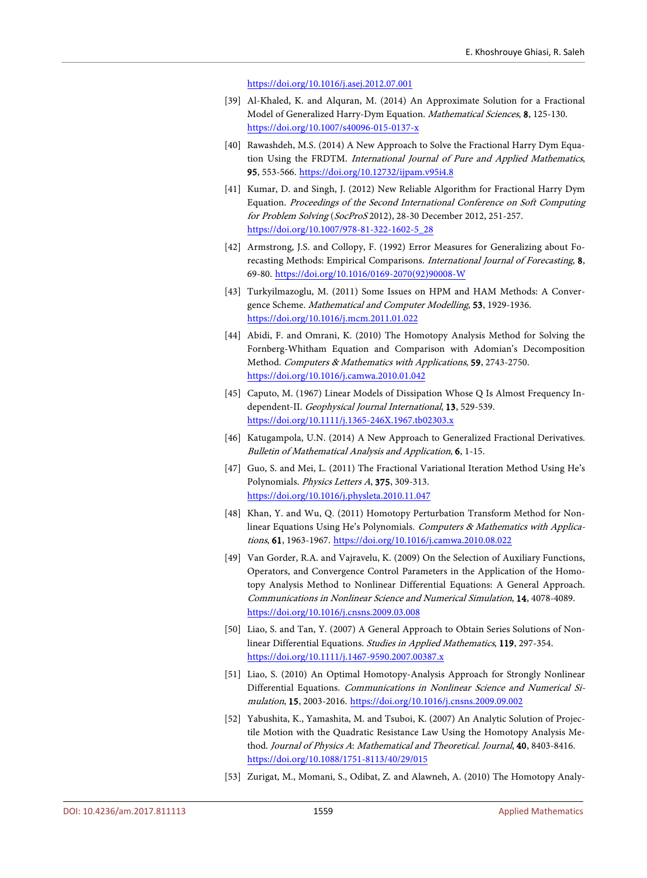https://doi.org/10.1016/j.asej.2012.07.001

[39] Al-Khaled, K. and Alquran, M. (2014) An Approximate Solution for a Fractional Model of Generalized Harry-Dym Equation. *Mathematical Sciences*, **8**, 125-130. https://doi.org/10.1007/s40096-015-0137-x

[40] Rawashdeh, M.S. (2014) A New Approach to Solve the Fractional Harry Dym Equation Using the FRDTM. *International Journal of Pure and Applied Mathematics*, **95**, 553-566. https://doi.org/10.12732/ijpam.v95i4.8

[41] Kumar, D. and Singh, J. (2012) New Reliable Algorithm for Fractional Harry Dym Equation. *Proceedings of the Second International Conference on Soft Computing for Problem Solving* (*SocProS* 2012), 28-30 December 2012, 251-257. https://doi.org/10.1007/978-81-322-1602-5_28

[42] Armstrong, J.S. and Collopy, F. (1992) Error Measures for Generalizing about Forecasting Methods: Empirical Comparisons. *International Journal of Forecasting*, **8**, 69-80. https://doi.org/10.1016/0169-2070(92)90008-W

[43] Turkyilmazoglu, M. (2011) Some Issues on HPM and HAM Methods: A Convergence Scheme. *Mathematical and Computer Modelling*, **53**, 1929-1936. https://doi.org/10.1016/j.mcm.2011.01.022

[44] Abidi, F. and Omrani, K. (2010) The Homotopy Analysis Method for Solving the Fornberg-Whitham Equation and Comparison with Adomian's Decomposition Method. *Computers & Mathematics with Applications*, **59**, 2743-2750. https://doi.org/10.1016/j.camwa.2010.01.042

[45] Caputo, M. (1967) Linear Models of Dissipation Whose Q Is Almost Frequency Independent-II. *Geophysical Journal International*, **13**, 529-539. https://doi.org/10.1111/j.1365-246X.1967.tb02303.x

[46] Katugampola, U.N. (2014) A New Approach to Generalized Fractional Derivatives. *Bulletin of Mathematical Analysis and Application*, **6**, 1-15.

[47] Guo, S. and Mei, L. (2011) The Fractional Variational Iteration Method Using He's Polynomials. *Physics Letters A*, **375**, 309-313. https://doi.org/10.1016/j.physleta.2010.11.047

[48] Khan, Y. and Wu, Q. (2011) Homotopy Perturbation Transform Method for Nonlinear Equations Using He's Polynomials. *Computers & Mathematics with Applications*, **61**, 1963-1967. https://doi.org/10.1016/j.camwa.2010.08.022

[49] Van Gorder, R.A. and Vajravelu, K. (2009) On the Selection of Auxiliary Functions, Operators, and Convergence Control Parameters in the Application of the Homotopy Analysis Method to Nonlinear Differential Equations: A General Approach. *Communications in Nonlinear Science and Numerical Simulation*, **14**, 4078-4089. https://doi.org/10.1016/j.cnsns.2009.03.008

[50] Liao, S. and Tan, Y. (2007) A General Approach to Obtain Series Solutions of Nonlinear Differential Equations. *Studies in Applied Mathematics*, **119**, 297-354. https://doi.org/10.1111/j.1467-9590.2007.00387.x

[51] Liao, S. (2010) An Optimal Homotopy-Analysis Approach for Strongly Nonlinear Differential Equations. *Communications in Nonlinear Science and Numerical Simulation*, **15**, 2003-2016. https://doi.org/10.1016/j.cnsns.2009.09.002

[52] Yabushita, K., Yamashita, M. and Tsuboi, K. (2007) An Analytic Solution of Projectile Motion with the Quadratic Resistance Law Using the Homotopy Analysis Method. *Journal of Physics A*: *Mathematical and Theoretical. Journal*, **40**, 8403-8416. https://doi.org/10.1088/1751-8113/40/29/015

[53] Zurigat, M., Momani, S., Odibat, Z. and Alawneh, A. (2010) The Homotopy Analy-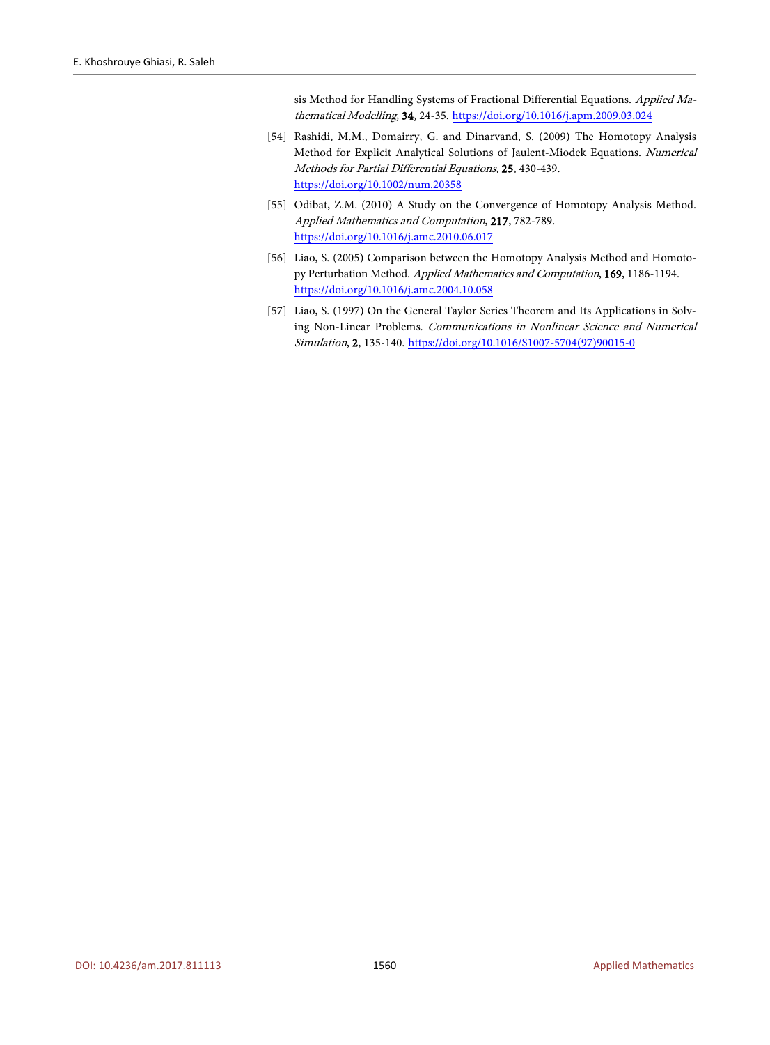sis Method for Handling Systems of Fractional Differential Equations. *Applied Mathematical Modelling*, **34**, 24-35. https://doi.org/10.1016/j.apm.2009.03.024

[54] Rashidi, M.M., Domairry, G. and Dinarvand, S. (2009) The Homotopy Analysis Method for Explicit Analytical Solutions of Jaulent-Miodek Equations. *Numerical Methods for Partial Differential Equations*, **25**, 430-439. https://doi.org/10.1002/num.20358

[55] Odibat, Z.M. (2010) A Study on the Convergence of Homotopy Analysis Method. *Applied Mathematics and Computation*, **217**, 782-789. https://doi.org/10.1016/j.amc.2010.06.017

[56] Liao, S. (2005) Comparison between the Homotopy Analysis Method and Homotopy Perturbation Method. *Applied Mathematics and Computation*, **169**, 1186-1194. https://doi.org/10.1016/j.amc.2004.10.058

[57] Liao, S. (1997) On the General Taylor Series Theorem and Its Applications in Solving Non-Linear Problems. *Communications in Nonlinear Science and Numerical Simulation*, **2**, 135-140. https://doi.org/10.1016/S1007-5704(97)90015-0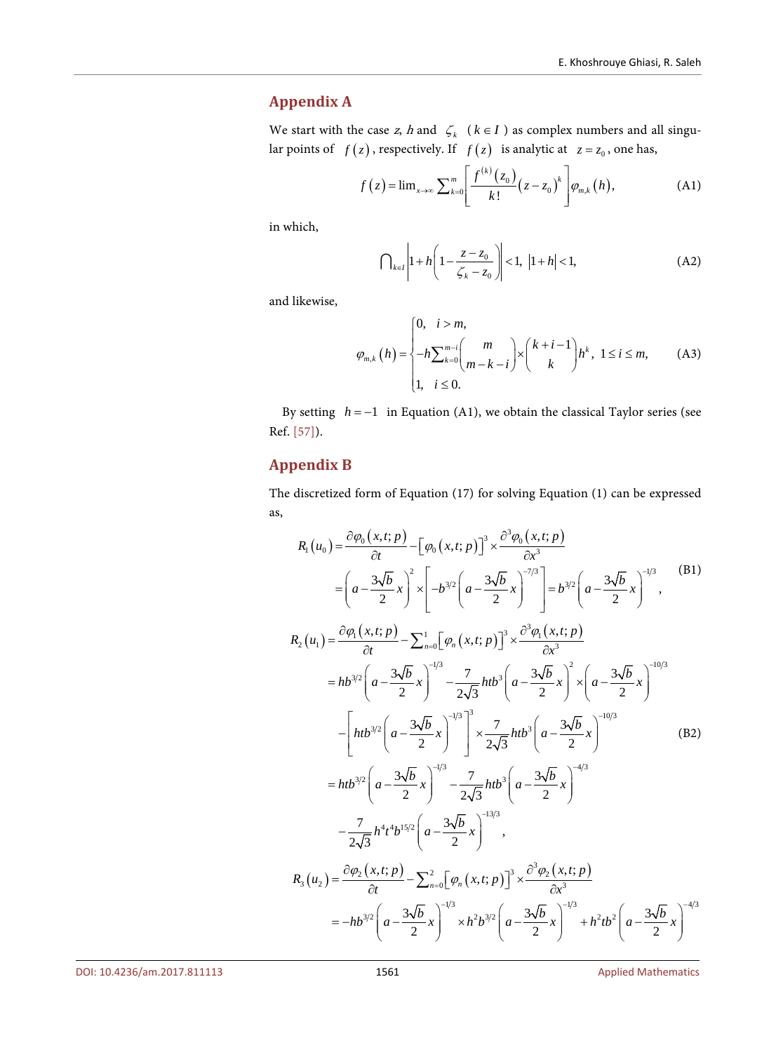## Appendix A

We start with the case $z$, $h$ and $\zeta_k$ ($k \in I$) as complex numbers and all singular points of $f(z)$, respectively. If $f(z)$ is analytic at $z = z_0$, one has,

$$f(z) = \lim_{x\to\infty} \sum_{k=0}^{m} \left[ \frac{f^{(k)}(z_0)}{k!} (z - z_0)^k \right] \varphi_{m,k}(h), \tag{A1}$$

in which,

$$\bigcap_{k\in I} \left| 1 + h\left(1 - \frac{z - z_0}{\zeta_k - z_0}\right) \right| < 1, \ |1 + h| < 1, \tag{A2}$$

and likewise,

$$\varphi_{m,k}(h) = \begin{cases} 0, & i > m, \\ -h\sum_{k=0}^{m-i} \binom{m}{m-k-i} \times \binom{k+i-1}{k} h^k, & 1 \le i \le m, \\ 1, & i \le 0. \end{cases} \tag{A3}$$

By setting $h = -1$ in Equation (A1), we obtain the classical Taylor series (see Ref. [57]).

## Appendix B

The discretized form of Equation (17) for solving Equation (1) can be expressed as,

$$\begin{aligned} R_1(u_0) &= \frac{\partial \varphi_0(x,t;p)}{\partial t} - \left[\varphi_0(x,t;p)\right]^3 \times \frac{\partial^3 \varphi_0(x,t;p)}{\partial x^3} \\ &= \left(a - \frac{3\sqrt{b}}{2}x\right)^2 \times \left[-b^{3/2}\left(a - \frac{3\sqrt{b}}{2}x\right)^{-7/3}\right] = b^{3/2}\left(a - \frac{3\sqrt{b}}{2}x\right)^{-1/3}, \end{aligned} \tag{B1}$$

$$\begin{aligned} R_2(u_1) &= \frac{\partial \varphi_1(x,t;p)}{\partial t} - \sum_{n=0}^{1}\left[\varphi_n(x,t;p)\right]^3 \times \frac{\partial^3 \varphi_1(x,t;p)}{\partial x^3} \\ &= hb^{3/2}\left(a - \frac{3\sqrt{b}}{2}x\right)^{-1/3} - \frac{7}{2\sqrt{3}} htb^3 \left(a - \frac{3\sqrt{b}}{2}x\right)^2 \times \left(a - \frac{3\sqrt{b}}{2}x\right)^{-10/3} \\ &\quad - \left[htb^{3/2}\left(a - \frac{3\sqrt{b}}{2}x\right)^{-1/3}\right]^3 \times \frac{7}{2\sqrt{3}} htb^3 \left(a - \frac{3\sqrt{b}}{2}x\right)^{-10/3} \\ &= htb^{3/2}\left(a - \frac{3\sqrt{b}}{2}x\right)^{-1/3} - \frac{7}{2\sqrt{3}} htb^3 \left(a - \frac{3\sqrt{b}}{2}x\right)^{-4/3} \\ &\quad - \frac{7}{2\sqrt{3}} h^4 t^4 b^{15/2} \left(a - \frac{3\sqrt{b}}{2}x\right)^{-13/3}, \end{aligned} \tag{B2}$$

$$\begin{aligned} R_3(u_2) &= \frac{\partial \varphi_2(x,t;p)}{\partial t} - \sum_{n=0}^{2}\left[\varphi_n(x,t;p)\right]^3 \times \frac{\partial^3 \varphi_2(x,t;p)}{\partial x^3} \\ &= -hb^{3/2}\left(a - \frac{3\sqrt{b}}{2}x\right)^{-1/3} \times h^2 b^{3/2}\left(a - \frac{3\sqrt{b}}{2}x\right)^{-1/3} + h^2 tb^2 \left(a - \frac{3\sqrt{b}}{2}x\right)^{-4/3} \end{aligned}$$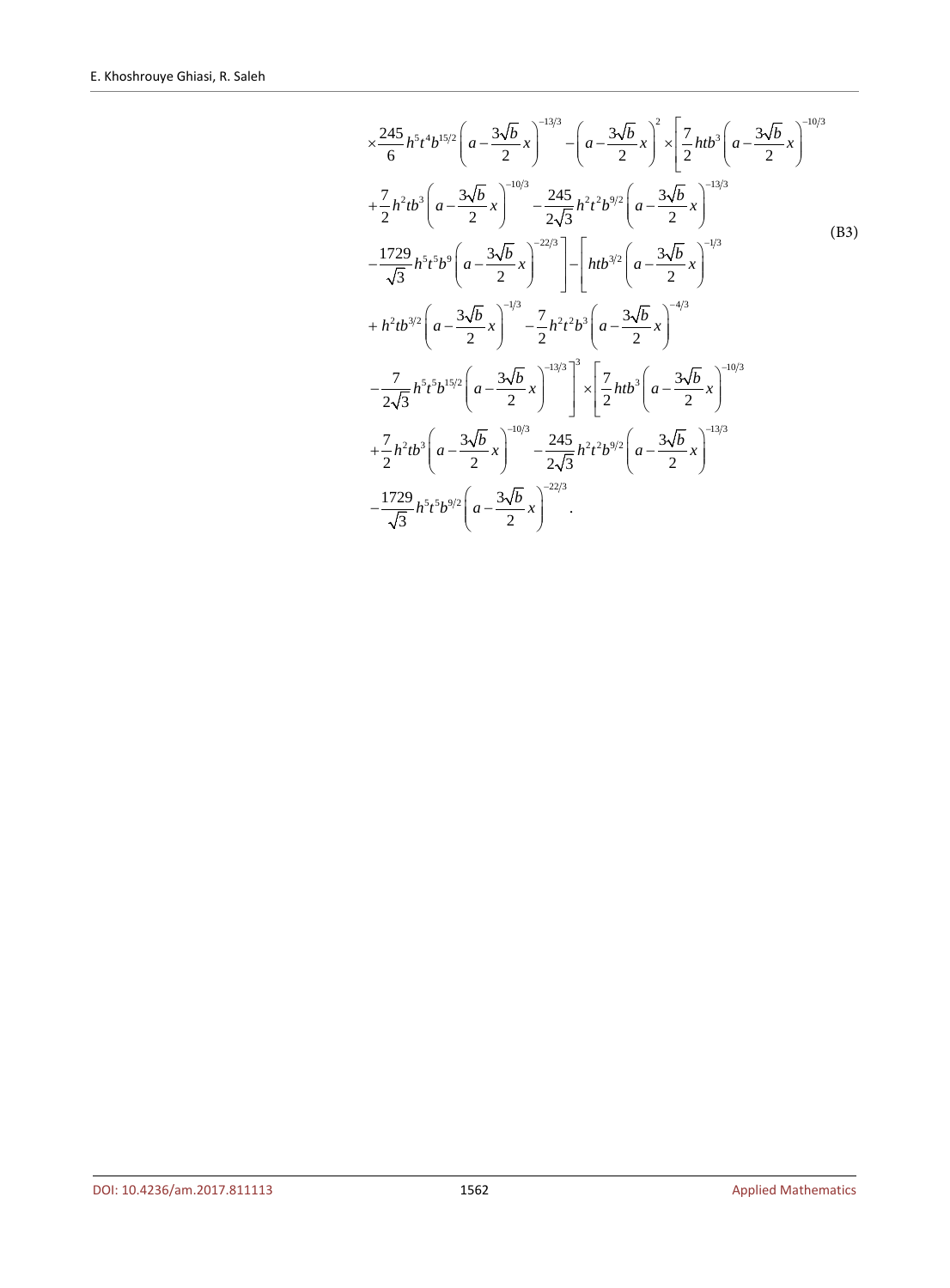$$
\begin{aligned}
&\times\frac{245}{6}h^5t^4b^{15/2}\left(a-\frac{3\sqrt{b}}{2}x\right)^{-13/3}-\left(a-\frac{3\sqrt{b}}{2}x\right)^2\times\left[\frac{7}{2}htb^3\left(a-\frac{3\sqrt{b}}{2}x\right)^{-10/3}\right.\\
&+\frac{7}{2}h^2tb^3\left(a-\frac{3\sqrt{b}}{2}x\right)^{-10/3}-\frac{245}{2\sqrt{3}}h^2t^2b^{9/2}\left(a-\frac{3\sqrt{b}}{2}x\right)^{-13/3}\\
&\left.-\frac{1729}{\sqrt{3}}h^5t^5b^9\left(a-\frac{3\sqrt{b}}{2}x\right)^{-22/3}\right]-\left[htb^{3/2}\left(a-\frac{3\sqrt{b}}{2}x\right)^{-1/3}\right.\\
&+h^2tb^{3/2}\left(a-\frac{3\sqrt{b}}{2}x\right)^{-1/3}-\frac{7}{2}h^2t^2b^3\left(a-\frac{3\sqrt{b}}{2}x\right)^{-4/3}\\
&\left.-\frac{7}{2\sqrt{3}}h^5t^5b^{15/2}\left(a-\frac{3\sqrt{b}}{2}x\right)^{-13/3}\right]^3\times\left[\frac{7}{2}htb^3\left(a-\frac{3\sqrt{b}}{2}x\right)^{-10/3}\right.\\
&+\frac{7}{2}h^2tb^3\left(a-\frac{3\sqrt{b}}{2}x\right)^{-10/3}-\frac{245}{2\sqrt{3}}h^2t^2b^{9/2}\left(a-\frac{3\sqrt{b}}{2}x\right)^{-13/3}\\
&-\frac{1729}{\sqrt{3}}h^5t^5b^{9/2}\left(a-\frac{3\sqrt{b}}{2}x\right)^{-22/3}.
\end{aligned}
\tag{B3}
$$